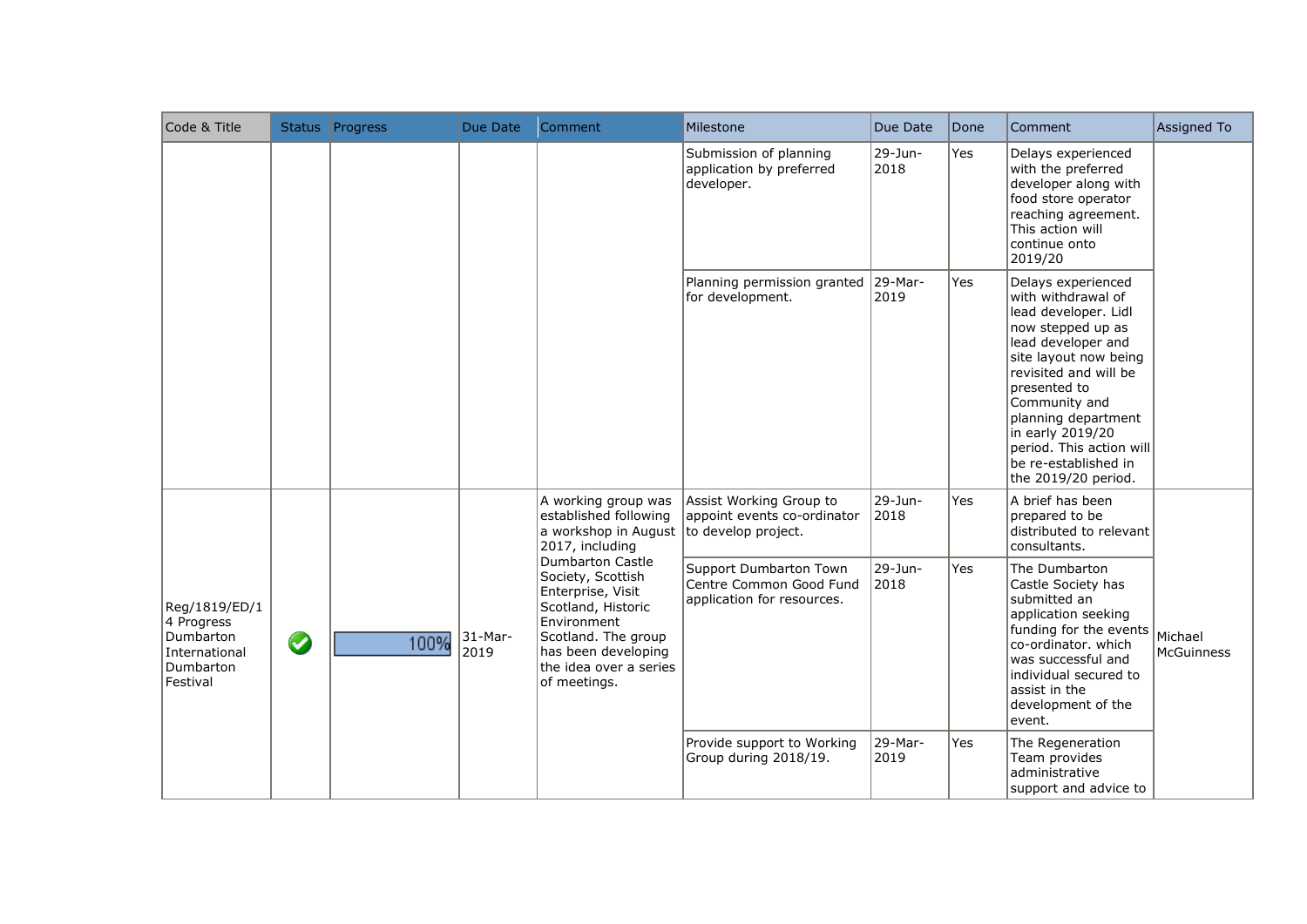| Code & Title | Status | Progress | Due Date | Comment | Milestone | Due Date | Done | Comment | Assigned To |
|---|---|---|---|---|---|---|---|---|---|
| | | | | | Submission of planning application by preferred developer. | 29-Jun-2018 | Yes | Delays experienced with the preferred developer along with food store operator reaching agreement. This action will continue onto 2019/20 | |
| | | | | | Planning permission granted for development. | 29-Mar-2019 | Yes | Delays experienced with withdrawal of lead developer. Lidl now stepped up as lead developer and site layout now being revisited and will be presented to Community and planning department in early 2019/20 period. This action will be re-established in the 2019/20 period. | |
| Reg/1819/ED/14 Progress Dumbarton International Dumbarton Festival | ✔ | 100% | 31-Mar-2019 | A working group was established following a workshop in August 2017, including Dumbarton Castle Society, Scottish Enterprise, Visit Scotland, Historic Environment Scotland. The group has been developing the idea over a series of meetings. | Assist Working Group to appoint events co-ordinator to develop project. | 29-Jun-2018 | Yes | A brief has been prepared to be distributed to relevant consultants. | Michael McGuinness |
| | | | | | Support Dumbarton Town Centre Common Good Fund application for resources. | 29-Jun-2018 | Yes | The Dumbarton Castle Society has submitted an application seeking funding for the events co-ordinator. which was successful and individual secured to assist in the development of the event. | |
| | | | | | Provide support to Working Group during 2018/19. | 29-Mar-2019 | Yes | The Regeneration Team provides administrative support and advice to | |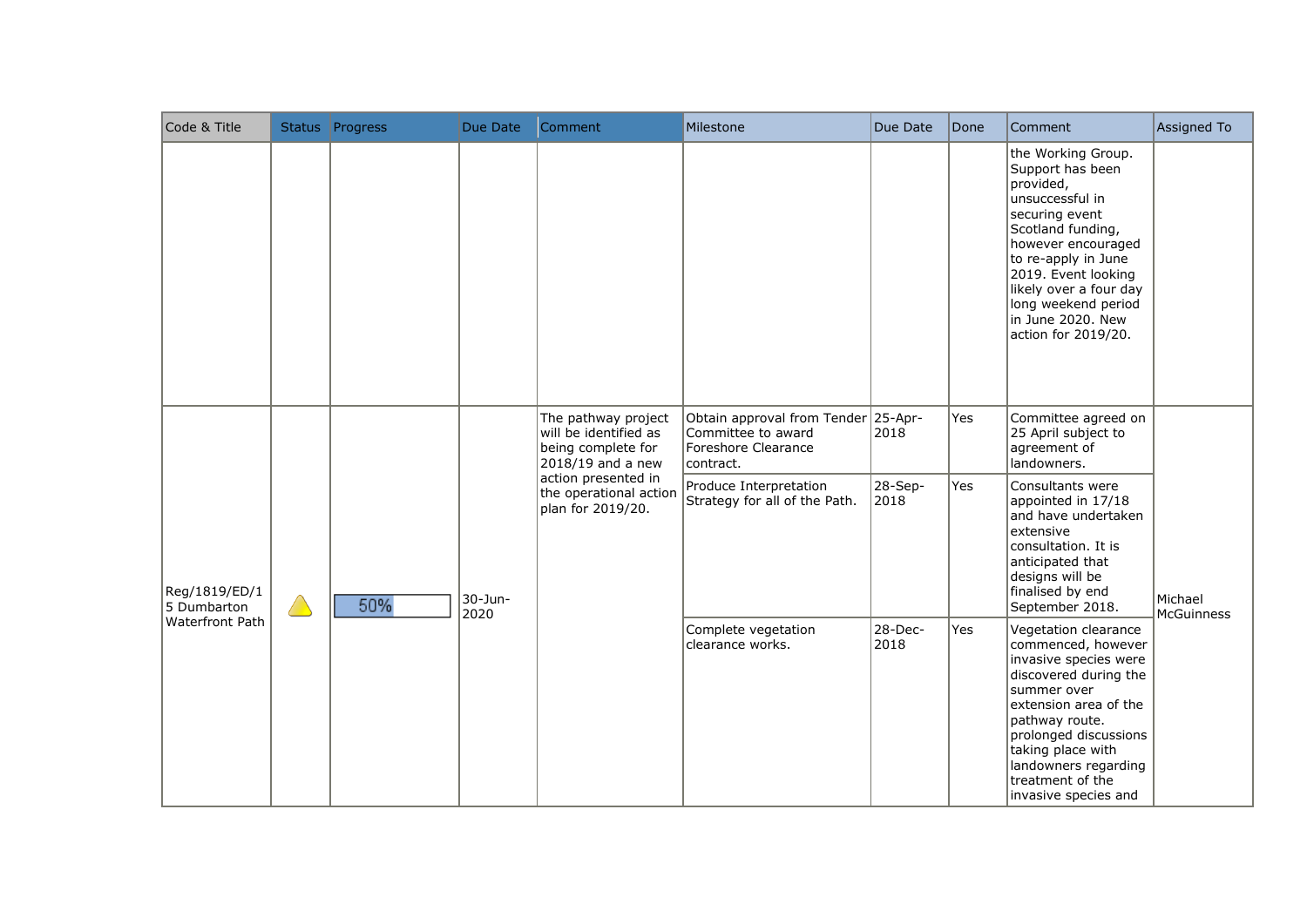| Code & Title | Status | Progress | Due Date | Comment | Milestone | Due Date | Done | Comment | Assigned To |
|---|---|---|---|---|---|---|---|---|---|
| | | | | | | | | the Working Group. Support has been provided, unsuccessful in securing event Scotland funding, however encouraged to re-apply in June 2019. Event looking likely over a four day long weekend period in June 2020. New action for 2019/20. | |
| Reg/1819/ED/15 Dumbarton Waterfront Path | ⚠ | 50% | 30-Jun-2020 | The pathway project will be identified as being complete for 2018/19 and a new action presented in the operational action plan for 2019/20. | Obtain approval from Tender Committee to award Foreshore Clearance contract. | 25-Apr-2018 | Yes | Committee agreed on 25 April subject to agreement of landowners. | Michael McGuinness |
| | | | | | Produce Interpretation Strategy for all of the Path. | 28-Sep-2018 | Yes | Consultants were appointed in 17/18 and have undertaken extensive consultation. It is anticipated that designs will be finalised by end September 2018. | |
| | | | | | Complete vegetation clearance works. | 28-Dec-2018 | Yes | Vegetation clearance commenced, however invasive species were discovered during the summer over extension area of the pathway route. prolonged discussions taking place with landowners regarding treatment of the invasive species and | |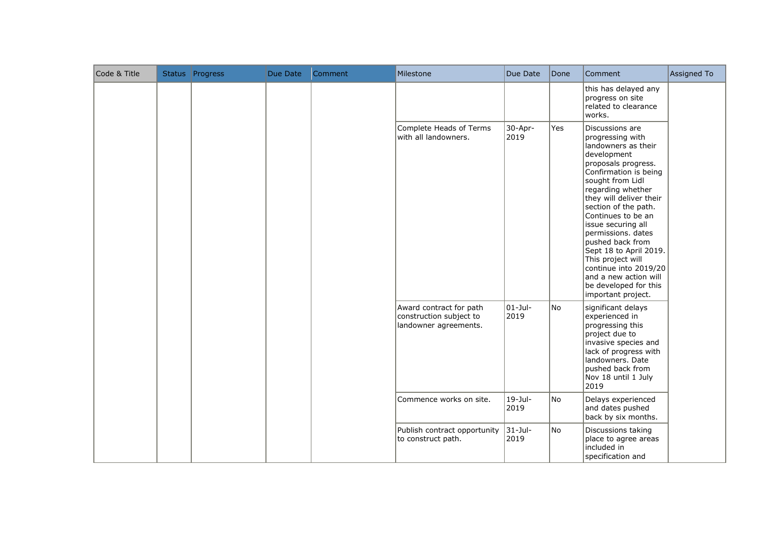| Code & Title | Status | Progress | Due Date | Comment | Milestone | Due Date | Done | Comment | Assigned To |
|---|---|---|---|---|---|---|---|---|---|
| | | | | | | | | this has delayed any progress on site related to clearance works. | |
| | | | | | Complete Heads of Terms with all landowners. | 30-Apr-2019 | Yes | Discussions are progressing with landowners as their development proposals progress. Confirmation is being sought from Lidl regarding whether they will deliver their section of the path. Continues to be an issue securing all permissions. dates pushed back from Sept 18 to April 2019. This project will continue into 2019/20 and a new action will be developed for this important project. | |
| | | | | | Award contract for path construction subject to landowner agreements. | 01-Jul-2019 | No | significant delays experienced in progressing this project due to invasive species and lack of progress with landowners. Date pushed back from Nov 18 until 1 July 2019 | |
| | | | | | Commence works on site. | 19-Jul-2019 | No | Delays experienced and dates pushed back by six months. | |
| | | | | | Publish contract opportunity to construct path. | 31-Jul-2019 | No | Discussions taking place to agree areas included in specification and | |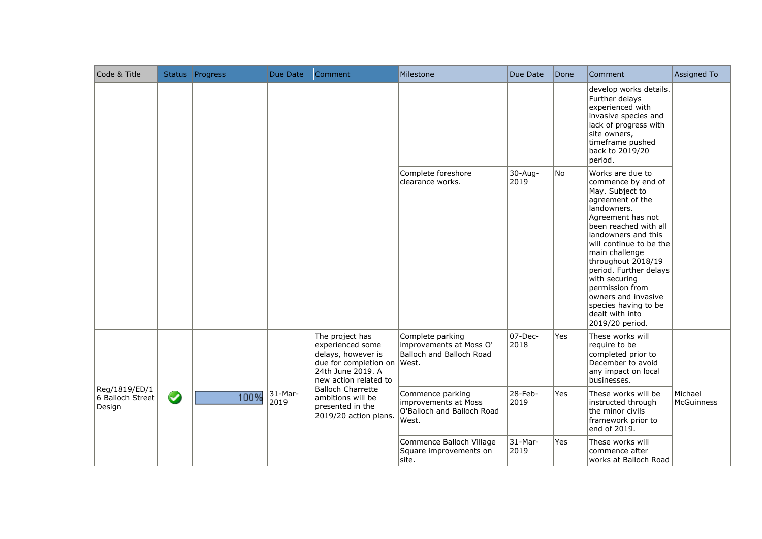| Code & Title | Status | Progress | Due Date | Comment | Milestone | Due Date | Done | Comment | Assigned To |
|---|---|---|---|---|---|---|---|---|---|
| | | | | | | | | develop works details. Further delays experienced with invasive species and lack of progress with site owners, timeframe pushed back to 2019/20 period. | |
| | | | | | Complete foreshore clearance works. | 30-Aug-2019 | No | Works are due to commence by end of May. Subject to agreement of the landowners. Agreement has not been reached with all landowners and this will continue to be the main challenge throughout 2018/19 period. Further delays with securing permission from owners and invasive species having to be dealt with into 2019/20 period. | |
| Reg/1819/ED/16 Balloch Street Design | ✔ | 100% | 31-Mar-2019 | The project has experienced some delays, however is due for completion on 24th June 2019. A new action related to Balloch Charrette ambitions will be presented in the 2019/20 action plans. | Complete parking improvements at Moss O' Balloch and Balloch Road West. | 07-Dec-2018 | Yes | These works will require to be completed prior to December to avoid any impact on local businesses. | Michael McGuinness |
| | | | | | Commence parking improvements at Moss O'Balloch and Balloch Road West. | 28-Feb-2019 | Yes | These works will be instructed through the minor civils framework prior to end of 2019. | |
| | | | | | Commence Balloch Village Square improvements on site. | 31-Mar-2019 | Yes | These works will commence after works at Balloch Road | |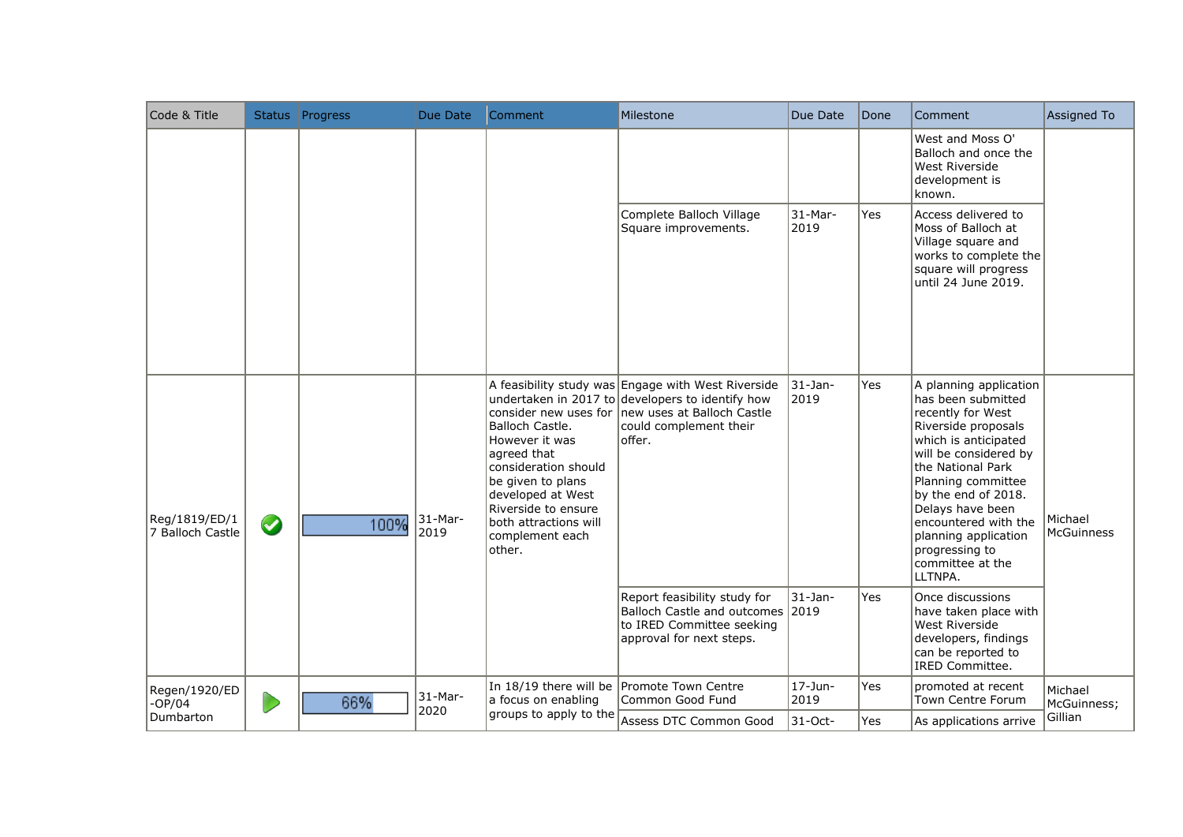| Code & Title | Status | Progress | Due Date | Comment | Milestone | Due Date | Done | Comment | Assigned To |
|---|---|---|---|---|---|---|---|---|---|
| | | | | | | | | West and Moss O' Balloch and once the West Riverside development is known. | |
| | | | | | Complete Balloch Village Square improvements. | 31-Mar-2019 | Yes | Access delivered to Moss of Balloch at Village square and works to complete the square will progress until 24 June 2019. | |
| Reg/1819/ED/17 Balloch Castle | ✔ | 100% | 31-Mar-2019 | A feasibility study was undertaken in 2017 to consider new uses for Balloch Castle. However it was agreed that consideration should be given to plans developed at West Riverside to ensure both attractions will complement each other. | Engage with West Riverside developers to identify how new uses at Balloch Castle could complement their offer. | 31-Jan-2019 | Yes | A planning application has been submitted recently for West Riverside proposals which is anticipated will be considered by the National Park Planning committee by the end of 2018. Delays have been encountered with the planning application progressing to committee at the LLTNPA. | Michael McGuinness |
| | | | | | Report feasibility study for Balloch Castle and outcomes to IRED Committee seeking approval for next steps. | 31-Jan-2019 | Yes | Once discussions have taken place with West Riverside developers, findings can be reported to IRED Committee. | |
| Regen/1920/ED-OP/04 Dumbarton | ▶ | 66% | 31-Mar-2020 | In 18/19 there will be a focus on enabling groups to apply to the | Promote Town Centre Common Good Fund | 17-Jun-2019 | Yes | promoted at recent Town Centre Forum | Michael McGuinness; Gillian |
| | | | | | Assess DTC Common Good | 31-Oct- | Yes | As applications arrive | |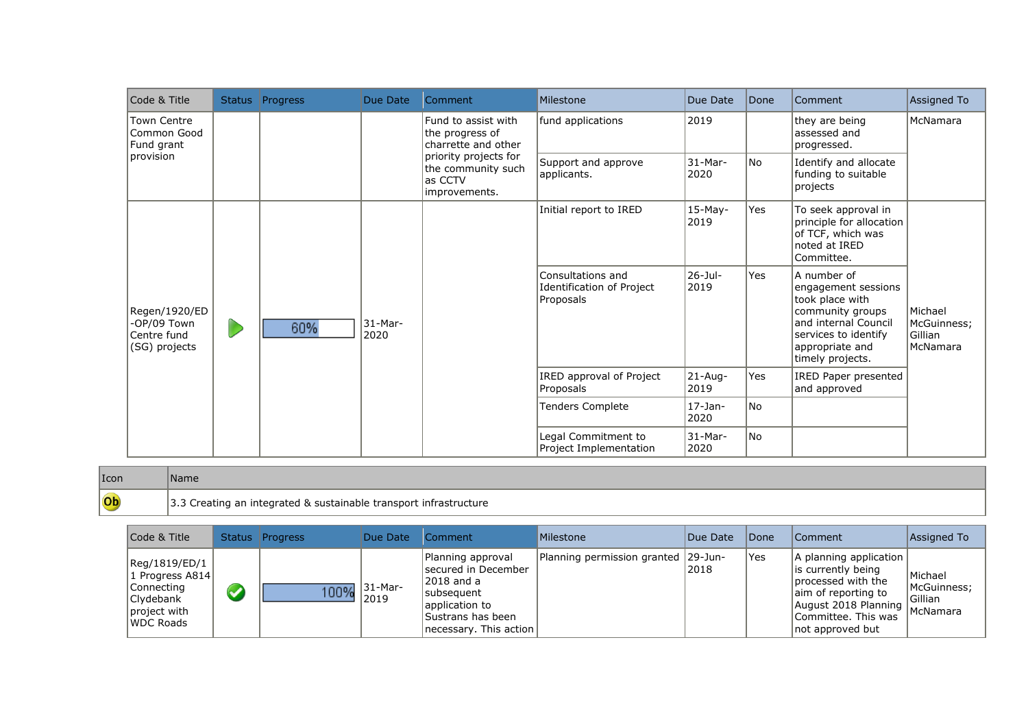| Code & Title | Status | Progress | Due Date | Comment | Milestone | Due Date | Done | Comment | Assigned To |
|---|---|---|---|---|---|---|---|---|---|
| Town Centre Common Good Fund grant provision | | | | Fund to assist with the progress of charrette and other priority projects for the community such as CCTV improvements. | fund applications | 2019 | | they are being assessed and progressed. | McNamara |
| | | | | | Support and approve applicants. | 31-Mar-2020 | No | Identify and allocate funding to suitable projects | |
| Regen/1920/ED-OP/09 Town Centre fund (SG) projects | | 60% | 31-Mar-2020 | | Initial report to IRED | 15-May-2019 | Yes | To seek approval in principle for allocation of TCF, which was noted at IRED Committee. | Michael McGuinness; Gillian McNamara |
| | | | | | Consultations and Identification of Project Proposals | 26-Jul-2019 | Yes | A number of engagement sessions took place with community groups and internal Council services to identify appropriate and timely projects. | |
| | | | | | IRED approval of Project Proposals | 21-Aug-2019 | Yes | IRED Paper presented and approved | |
| | | | | | Tenders Complete | 17-Jan-2020 | No | | |
| | | | | | Legal Commitment to Project Implementation | 31-Mar-2020 | No | | |

| Icon | Name |
|---|---|
| Ob | 3.3 Creating an integrated & sustainable transport infrastructure |

| Code & Title | Status | Progress | Due Date | Comment | Milestone | Due Date | Done | Comment | Assigned To |
|---|---|---|---|---|---|---|---|---|---|
| Reg/1819/ED/11 Progress A814 Connecting Clydebank project with WDC Roads | | 100% | 31-Mar-2019 | Planning approval secured in December 2018 and a subsequent application to Sustrans has been necessary. This action | Planning permission granted | 29-Jun-2018 | Yes | A planning application is currently being processed with the aim of reporting to August 2018 Planning Committee. This was not approved but | Michael McGuinness; Gillian McNamara |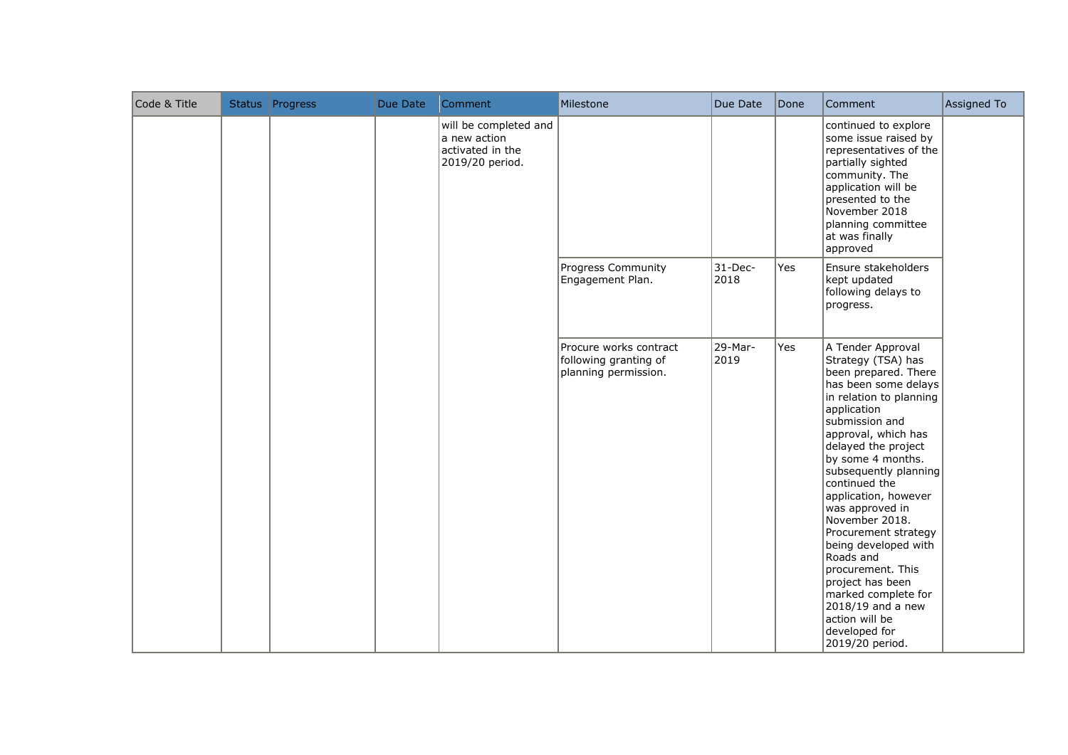| Code & Title | Status | Progress | Due Date | Comment | Milestone | Due Date | Done | Comment | Assigned To |
|---|---|---|---|---|---|---|---|---|---|
| | | | | will be completed and a new action activated in the 2019/20 period. | | | | continued to explore some issue raised by representatives of the partially sighted community. The application will be presented to the November 2018 planning committee at was finally approved | |
| | | | | | Progress Community Engagement Plan. | 31-Dec-2018 | Yes | Ensure stakeholders kept updated following delays to progress. | |
| | | | | | Procure works contract following granting of planning permission. | 29-Mar-2019 | Yes | A Tender Approval Strategy (TSA) has been prepared. There has been some delays in relation to planning application submission and approval, which has delayed the project by some 4 months. subsequently planning continued the application, however was approved in November 2018. Procurement strategy being developed with Roads and procurement. This project has been marked complete for 2018/19 and a new action will be developed for 2019/20 period. | |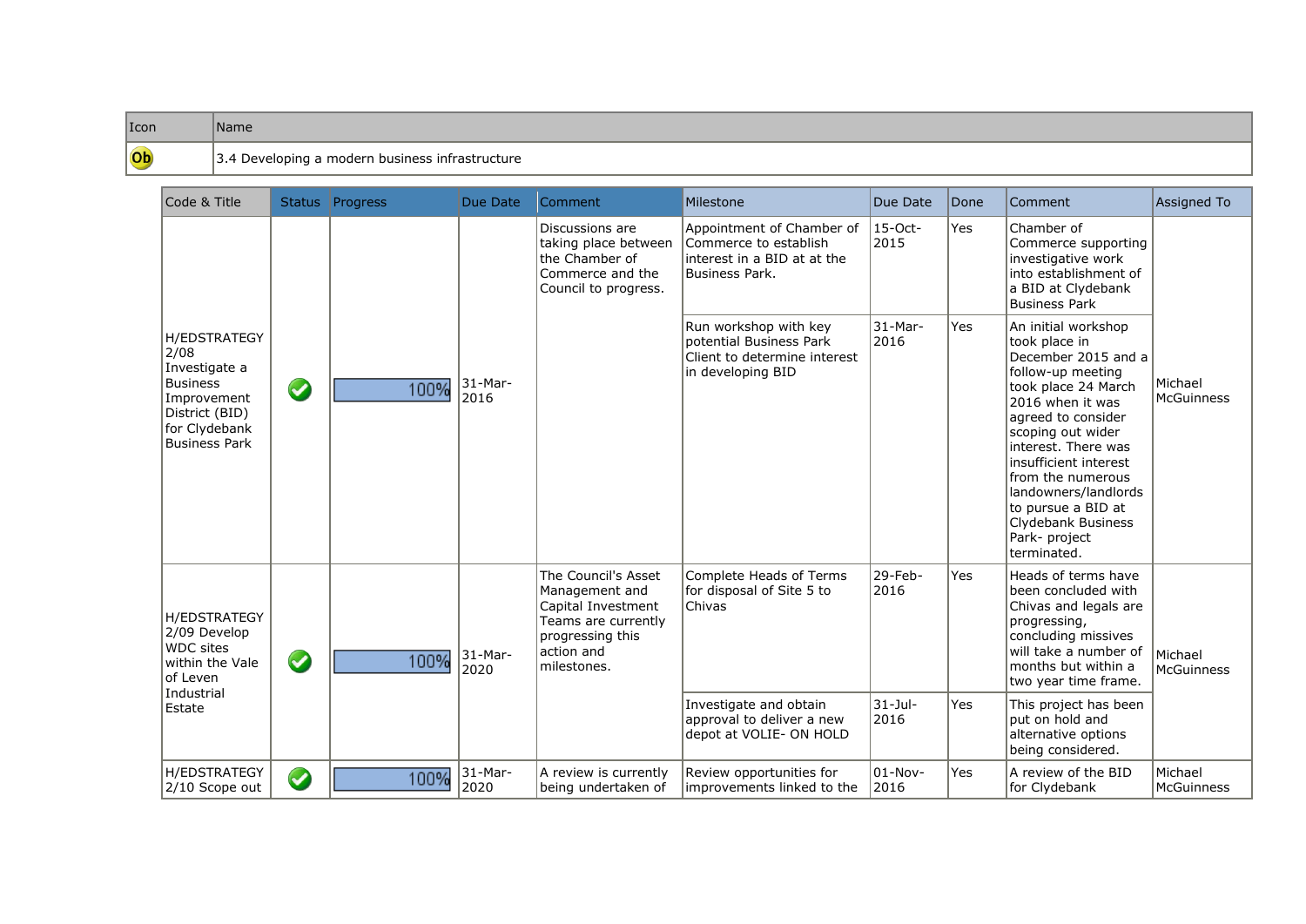| Icon | Name |
|---|---|
| Ob | 3.4 Developing a modern business infrastructure |

| Code & Title | Status | Progress | Due Date | Comment | Milestone | Due Date | Done | Comment | Assigned To |
|---|---|---|---|---|---|---|---|---|---|
| H/EDSTRATEGY 2/08 Investigate a Business Improvement District (BID) for Clydebank Business Park | ✔ | 100% | 31-Mar-2016 | Discussions are taking place between the Chamber of Commerce and the Council to progress. | Appointment of Chamber of Commerce to establish interest in a BID at at the Business Park. | 15-Oct-2015 | Yes | Chamber of Commerce supporting investigative work into establishment of a BID at Clydebank Business Park | Michael McGuinness |
| | | | | | Run workshop with key potential Business Park Client to determine interest in developing BID | 31-Mar-2016 | Yes | An initial workshop took place in December 2015 and a follow-up meeting took place 24 March 2016 when it was agreed to consider scoping out wider interest. There was insufficient interest from the numerous landowners/landlords to pursue a BID at Clydebank Business Park- project terminated. | |
| H/EDSTRATEGY 2/09 Develop WDC sites within the Vale of Leven Industrial Estate | ✔ | 100% | 31-Mar-2020 | The Council's Asset Management and Capital Investment Teams are currently progressing this action and milestones. | Complete Heads of Terms for disposal of Site 5 to Chivas | 29-Feb-2016 | Yes | Heads of terms have been concluded with Chivas and legals are progressing, concluding missives will take a number of months but within a two year time frame. | Michael McGuinness |
| | | | | | Investigate and obtain approval to deliver a new depot at VOLIE- ON HOLD | 31-Jul-2016 | Yes | This project has been put on hold and alternative options being considered. | |
| H/EDSTRATEGY 2/10 Scope out | ✔ | 100% | 31-Mar-2020 | A review is currently being undertaken of | Review opportunities for improvements linked to the | 01-Nov-2016 | Yes | A review of the BID for Clydebank | Michael McGuinness |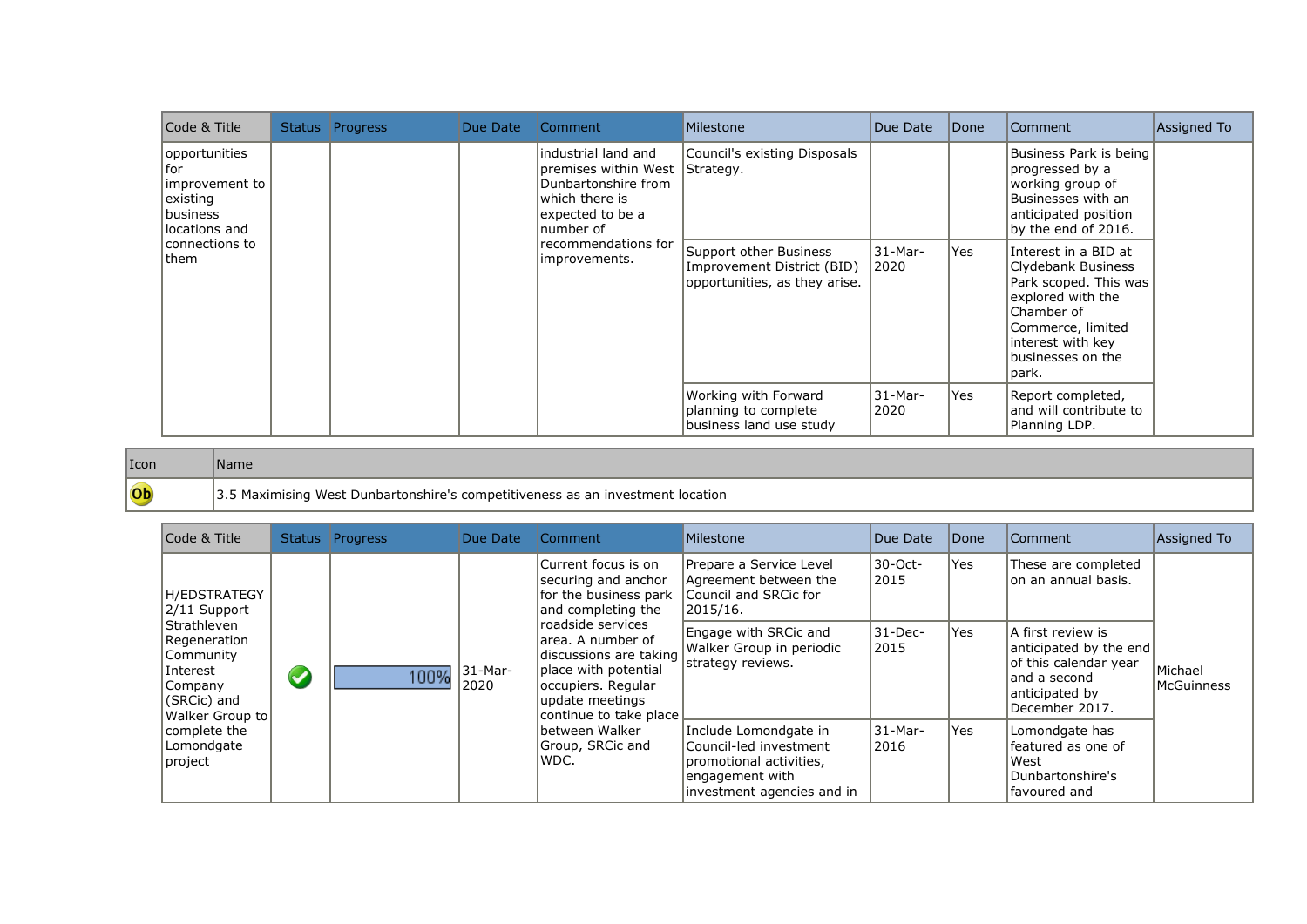| Code & Title | Status | Progress | Due Date | Comment | Milestone | Due Date | Done | Comment | Assigned To |
|---|---|---|---|---|---|---|---|---|---|
| opportunities for improvement to existing business locations and connections to them | | | | industrial land and premises within West Dunbartonshire from which there is expected to be a number of recommendations for improvements. | Council's existing Disposals Strategy. | | | Business Park is being progressed by a working group of Businesses with an anticipated position by the end of 2016. | |
| | | | | | Support other Business Improvement District (BID) opportunities, as they arise. | 31-Mar-2020 | Yes | Interest in a BID at Clydebank Business Park scoped. This was explored with the Chamber of Commerce, limited interest with key businesses on the park. | |
| | | | | | Working with Forward planning to complete business land use study | 31-Mar-2020 | Yes | Report completed, and will contribute to Planning LDP. | |

| Icon | Name |
|---|---|
| Ob | 3.5 Maximising West Dunbartonshire's competitiveness as an investment location |

| Code & Title | Status | Progress | Due Date | Comment | Milestone | Due Date | Done | Comment | Assigned To |
|---|---|---|---|---|---|---|---|---|---|
| H/EDSTRATEGY 2/11 Support Strathleven Regeneration Community Interest Company (SRCic) and Walker Group to complete the Lomondgate project | ✔ | 100% | 31-Mar-2020 | Current focus is on securing and anchor for the business park and completing the roadside services area. A number of discussions are taking place with potential occupiers. Regular update meetings continue to take place between Walker Group, SRCic and WDC. | Prepare a Service Level Agreement between the Council and SRCic for 2015/16. | 30-Oct-2015 | Yes | These are completed on an annual basis. | Michael McGuinness |
| | | | | | Engage with SRCic and Walker Group in periodic strategy reviews. | 31-Dec-2015 | Yes | A first review is anticipated by the end of this calendar year and a second anticipated by December 2017. | |
| | | | | | Include Lomondgate in Council-led investment promotional activities, engagement with investment agencies and in | 31-Mar-2016 | Yes | Lomondgate has featured as one of West Dunbartonshire's favoured and | |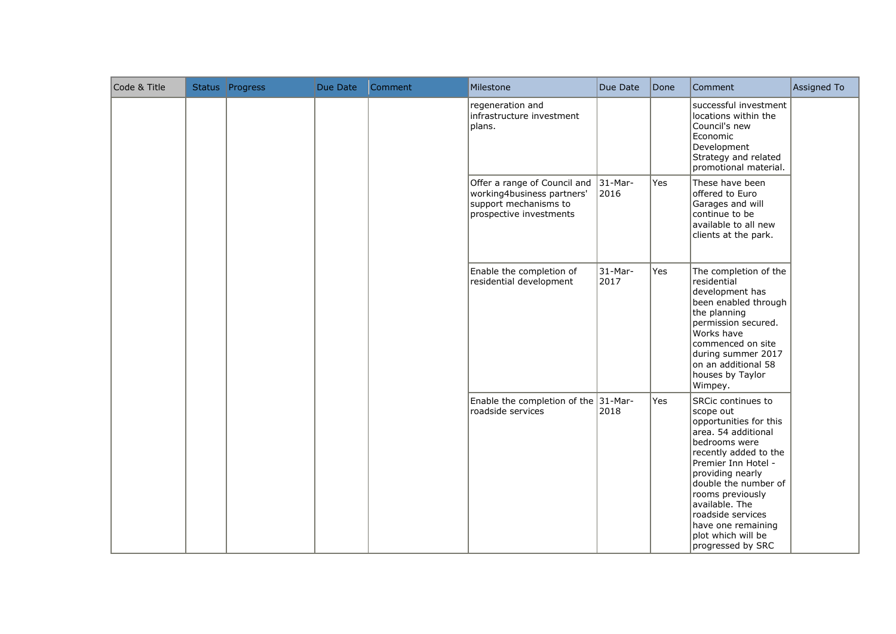| Code & Title | Status | Progress | Due Date | Comment | Milestone | Due Date | Done | Comment | Assigned To |
|---|---|---|---|---|---|---|---|---|---|
| | | | | | regeneration and infrastructure investment plans. | | | successful investment locations within the Council's new Economic Development Strategy and related promotional material. | |
| | | | | | Offer a range of Council and working4business partners' support mechanisms to prospective investments | 31-Mar-2016 | Yes | These have been offered to Euro Garages and will continue to be available to all new clients at the park. | |
| | | | | | Enable the completion of residential development | 31-Mar-2017 | Yes | The completion of the residential development has been enabled through the planning permission secured. Works have commenced on site during summer 2017 on an additional 58 houses by Taylor Wimpey. | |
| | | | | | Enable the completion of the roadside services | 31-Mar-2018 | Yes | SRCic continues to scope out opportunities for this area. 54 additional bedrooms were recently added to the Premier Inn Hotel - providing nearly double the number of rooms previously available. The roadside services have one remaining plot which will be progressed by SRC | |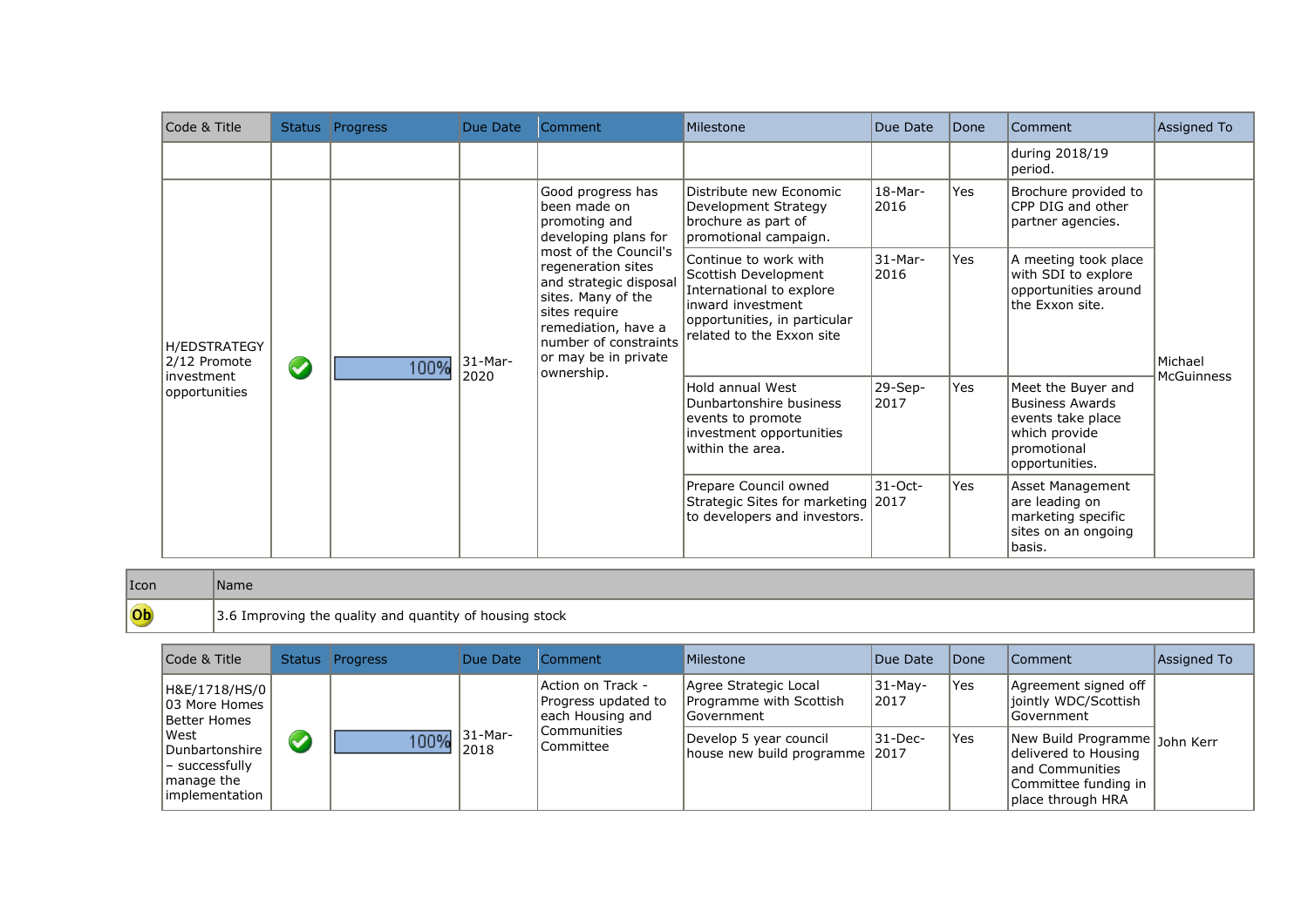| Code & Title | Status | Progress | Due Date | Comment | Milestone | Due Date | Done | Comment | Assigned To |
|---|---|---|---|---|---|---|---|---|---|
| | | | | | | | | during 2018/19 period. | |
| H/EDSTRATEGY 2/12 Promote investment opportunities | ✔ | 100% | 31-Mar-2020 | Good progress has been made on promoting and developing plans for most of the Council's regeneration sites and strategic disposal sites. Many of the sites require remediation, have a number of constraints or may be in private ownership. | Distribute new Economic Development Strategy brochure as part of promotional campaign. | 18-Mar-2016 | Yes | Brochure provided to CPP DIG and other partner agencies. | Michael McGuinness |
| | | | | | Continue to work with Scottish Development International to explore inward investment opportunities, in particular related to the Exxon site | 31-Mar-2016 | Yes | A meeting took place with SDI to explore opportunities around the Exxon site. | |
| | | | | | Hold annual West Dunbartonshire business events to promote investment opportunities within the area. | 29-Sep-2017 | Yes | Meet the Buyer and Business Awards events take place which provide promotional opportunities. | |
| | | | | | Prepare Council owned Strategic Sites for marketing to developers and investors. | 31-Oct-2017 | Yes | Asset Management are leading on marketing specific sites on an ongoing basis. | |

| Icon | Name |
|---|---|
| Ob | 3.6 Improving the quality and quantity of housing stock |

| Code & Title | Status | Progress | Due Date | Comment | Milestone | Due Date | Done | Comment | Assigned To |
|---|---|---|---|---|---|---|---|---|---|
| H&E/1718/HS/003 More Homes Better Homes West Dunbartonshire – successfully manage the implementation | ✔ | 100% | 31-Mar-2018 | Action on Track - Progress updated to each Housing and Communities Committee | Agree Strategic Local Programme with Scottish Government | 31-May-2017 | Yes | Agreement signed off jointly WDC/Scottish Government | John Kerr |
| | | | | | Develop 5 year council house new build programme | 31-Dec-2017 | Yes | New Build Programme delivered to Housing and Communities Committee funding in place through HRA | |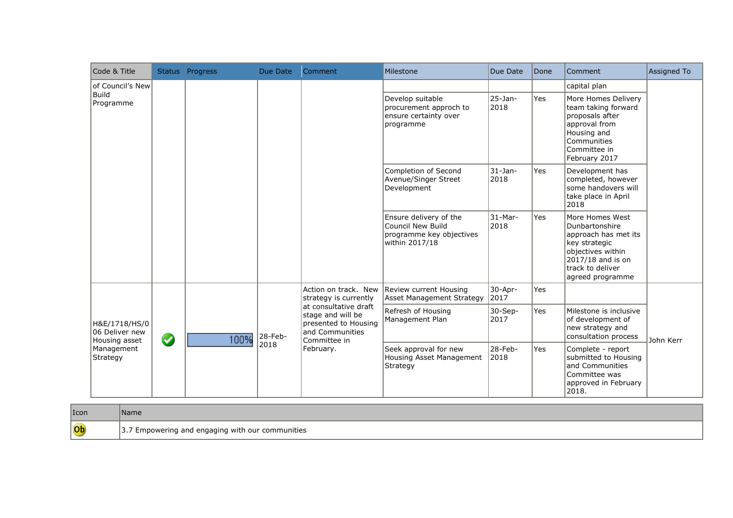| Code & Title | Status | Progress | Due Date | Comment | Milestone | Due Date | Done | Comment | Assigned To |
|---|---|---|---|---|---|---|---|---|---|
| of Council's New Build Programme | | | | | | | | capital plan | |
| | | | | | Develop suitable procurement approch to ensure certainty over programme | 25-Jan-2018 | Yes | More Homes Delivery team taking forward proposals after approval from Housing and Communities Committee in February 2017 | |
| | | | | | Completion of Second Avenue/Singer Street Development | 31-Jan-2018 | Yes | Development has completed, however some handovers will take place in April 2018 | |
| | | | | | Ensure delivery of the Council New Build programme key objectives within 2017/18 | 31-Mar-2018 | Yes | More Homes West Dunbartonshire approach has met its key strategic objectives within 2017/18 and is on track to deliver agreed programme | |
| H&E/1718/HS/006 Deliver new Housing asset Management Strategy | ✔ | 100% | 28-Feb-2018 | Action on track. New strategy is currently at consultative draft stage and will be presented to Housing and Communities Committee in February. | Review current Housing Asset Management Strategy | 30-Apr-2017 | Yes | | John Kerr |
| | | | | | Refresh of Housing Management Plan | 30-Sep-2017 | Yes | Milestone is inclusive of development of new strategy and consultation process | |
| | | | | | Seek approval for new Housing Asset Management Strategy | 28-Feb-2018 | Yes | Complete - report submitted to Housing and Communities Committee was approved in February 2018. | |

| Icon | Name |
|---|---|
| Ob | 3.7 Empowering and engaging with our communities |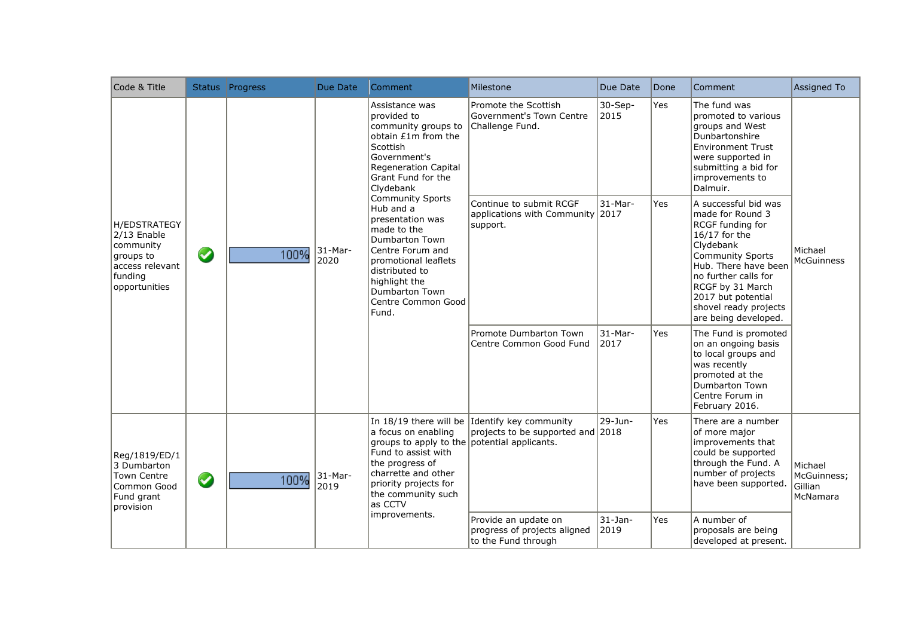| Code & Title | Status | Progress | Due Date | Comment | Milestone | Due Date | Done | Comment | Assigned To |
|---|---|---|---|---|---|---|---|---|---|
| H/EDSTRATEGY 2/13 Enable community groups to access relevant funding opportunities | ✔ | 100% | 31-Mar-2020 | Assistance was provided to community groups to obtain £1m from the Scottish Government's Regeneration Capital Grant Fund for the Clydebank Community Sports Hub and a presentation was made to the Dumbarton Town Centre Forum and promotional leaflets distributed to highlight the Dumbarton Town Centre Common Good Fund. | Promote the Scottish Government's Town Centre Challenge Fund. | 30-Sep-2015 | Yes | The fund was promoted to various groups and West Dunbartonshire Environment Trust were supported in submitting a bid for improvements to Dalmuir. | Michael McGuinness |
| | | | | | Continue to submit RCGF applications with Community support. | 31-Mar-2017 | Yes | A successful bid was made for Round 3 RCGF funding for 16/17 for the Clydebank Community Sports Hub. There have been no further calls for RCGF by 31 March 2017 but potential shovel ready projects are being developed. | |
| | | | | | Promote Dumbarton Town Centre Common Good Fund | 31-Mar-2017 | Yes | The Fund is promoted on an ongoing basis to local groups and was recently promoted at the Dumbarton Town Centre Forum in February 2016. | |
| Reg/1819/ED/13 Dumbarton Town Centre Common Good Fund grant provision | ✔ | 100% | 31-Mar-2019 | In 18/19 there will be a focus on enabling groups to apply to the Fund to assist with the progress of charrette and other priority projects for the community such as CCTV improvements. | Identify key community projects to be supported and potential applicants. | 29-Jun-2018 | Yes | There are a number of more major improvements that could be supported through the Fund. A number of projects have been supported. | Michael McGuinness; Gillian McNamara |
| | | | | | Provide an update on progress of projects aligned to the Fund through | 31-Jan-2019 | Yes | A number of proposals are being developed at present. | |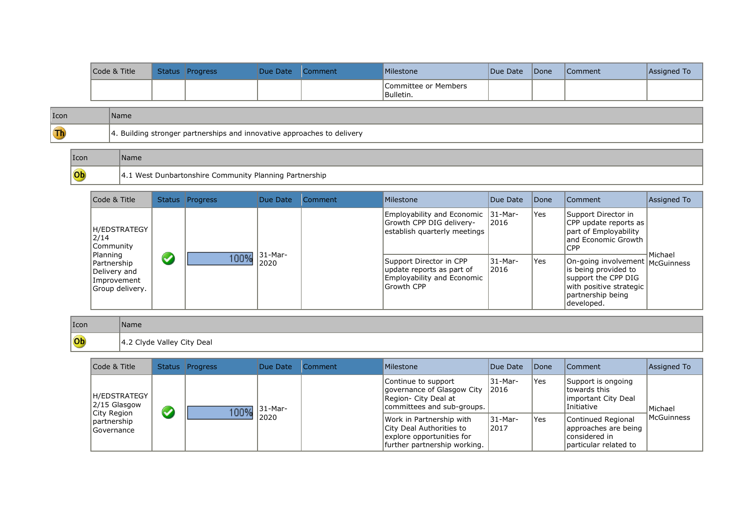| Code & Title | Status | Progress | Due Date | Comment | Milestone | Due Date | Done | Comment | Assigned To |
|---|---|---|---|---|---|---|---|---|---|
| | | | | | Committee or Members Bulletin. | | | | |

| Icon | Name |
|---|---|
| Th | 4. Building stronger partnerships and innovative approaches to delivery |

| Icon | Name |
|---|---|
| Ob | 4.1 West Dunbartonshire Community Planning Partnership |

| Code & Title | Status | Progress | Due Date | Comment | Milestone | Due Date | Done | Comment | Assigned To |
|---|---|---|---|---|---|---|---|---|---|
| H/EDSTRATEGY 2/14 Community Planning Partnership Delivery and Improvement Group delivery. | ✔ | 100% | 31-Mar-2020 | | Employability and Economic Growth CPP DIG delivery-establish quarterly meetings | 31-Mar-2016 | Yes | Support Director in CPP update reports as part of Employability and Economic Growth CPP | Michael McGuinness |
| | | | | | Support Director in CPP update reports as part of Employability and Economic Growth CPP | 31-Mar-2016 | Yes | On-going involvement is being provided to support the CPP DIG with positive strategic partnership being developed. | |

| Icon | Name |
|---|---|
| Ob | 4.2 Clyde Valley City Deal |

| Code & Title | Status | Progress | Due Date | Comment | Milestone | Due Date | Done | Comment | Assigned To |
|---|---|---|---|---|---|---|---|---|---|
| H/EDSTRATEGY 2/15 Glasgow City Region partnership Governance | ✔ | 100% | 31-Mar-2020 | | Continue to support governance of Glasgow City Region- City Deal at committees and sub-groups. | 31-Mar-2016 | Yes | Support is ongoing towards this important City Deal Initiative | Michael McGuinness |
| | | | | | Work in Partnership with City Deal Authorities to explore opportunities for further partnership working. | 31-Mar-2017 | Yes | Continued Regional approaches are being considered in particular related to | |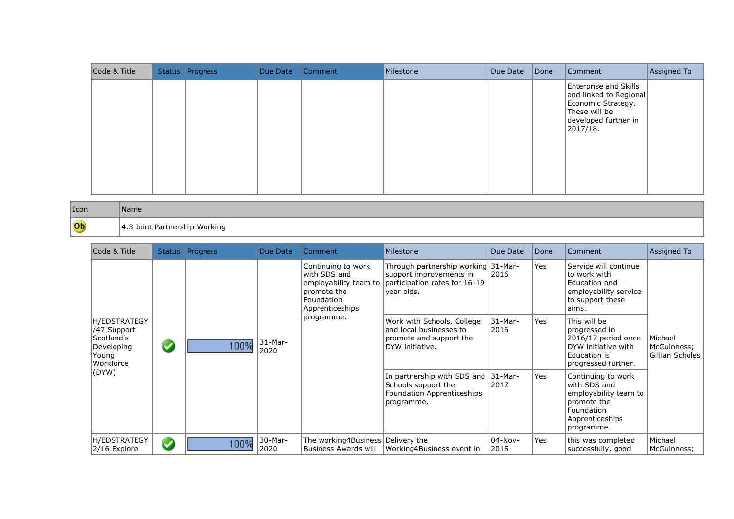| Code & Title | Status | Progress | Due Date | Comment | Milestone | Due Date | Done | Comment | Assigned To |
|---|---|---|---|---|---|---|---|---|---|
| | | | | | | | | Enterprise and Skills and linked to Regional Economic Strategy. These will be developed further in 2017/18. | |

| Icon | Name |
|---|---|
| Ob | 4.3 Joint Partnership Working |

| Code & Title | Status | Progress | Due Date | Comment | Milestone | Due Date | Done | Comment | Assigned To |
|---|---|---|---|---|---|---|---|---|---|
| H/EDSTRATEGY/47 Support Scotland's Developing Young Workforce (DYW) | ✔ | 100% | 31-Mar-2020 | Continuing to work with SDS and employability team to promote the Foundation Apprenticeships programme. | Through partnership working support improvements in participation rates for 16-19 year olds. | 31-Mar-2016 | Yes | Service will continue to work with Education and employability service to support these aims. | Michael McGuinness; Gillian Scholes |
| | | | | | Work with Schools, College and local businesses to promote and support the DYW initiative. | 31-Mar-2016 | Yes | This will be progressed in 2016/17 period once DYW initiative with Education is progressed further. | |
| | | | | | In partnership with SDS and Schools support the Foundation Apprenticeships programme. | 31-Mar-2017 | Yes | Continuing to work with SDS and employability team to promote the Foundation Apprenticeships programme. | |
| H/EDSTRATEGY2/16 Explore | ✔ | 100% | 30-Mar-2020 | The working4Business Business Awards will | Delivery the Working4Business event in | 04-Nov-2015 | Yes | this was completed successfully, good | Michael McGuinness; |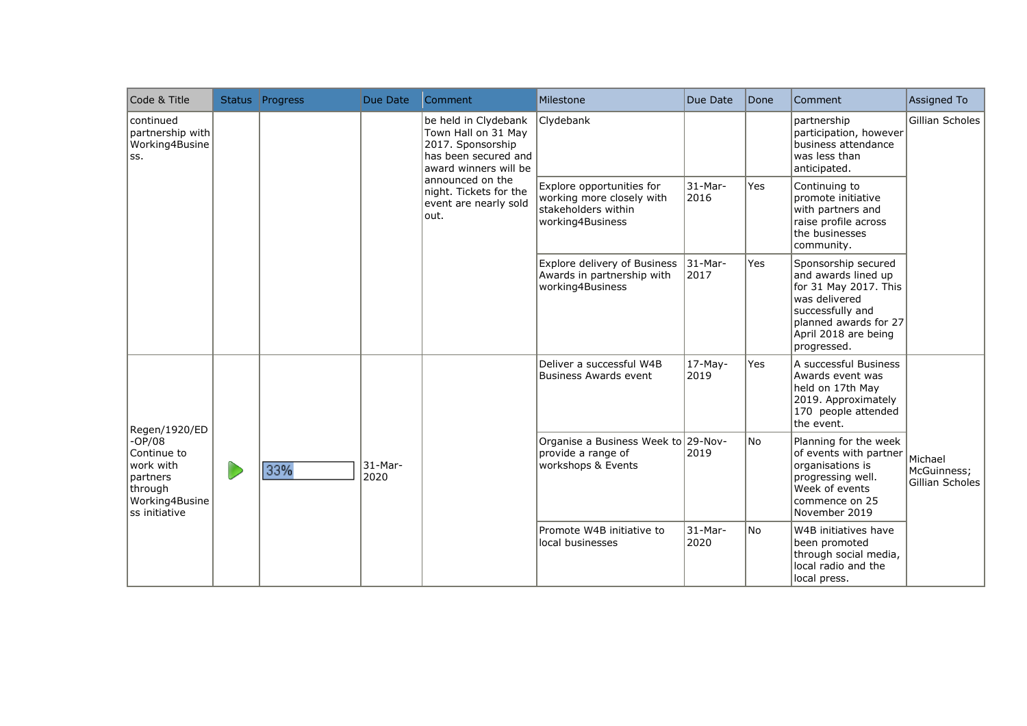| Code & Title | Status | Progress | Due Date | Comment | Milestone | Due Date | Done | Comment | Assigned To |
|---|---|---|---|---|---|---|---|---|---|
| continued partnership with Working4Business. | | | | be held in Clydebank Town Hall on 31 May 2017. Sponsorship has been secured and award winners will be announced on the night. Tickets for the event are nearly sold out. | Clydebank | | | partnership participation, however business attendance was less than anticipated. | Gillian Scholes |
| | | | | | Explore opportunities for working more closely with stakeholders within working4Business | 31-Mar-2016 | Yes | Continuing to promote initiative with partners and raise profile across the businesses community. | |
| | | | | | Explore delivery of Business Awards in partnership with working4Business | 31-Mar-2017 | Yes | Sponsorship secured and awards lined up for 31 May 2017. This was delivered successfully and planned awards for 27 April 2018 are being progressed. | |
| Regen/1920/ED-OP/08 Continue to work with partners through Working4Business initiative | | 33% | 31-Mar-2020 | | Deliver a successful W4B Business Awards event | 17-May-2019 | Yes | A successful Business Awards event was held on 17th May 2019. Approximately 170 people attended the event. | Michael McGuinness; Gillian Scholes |
| | | | | | Organise a Business Week to provide a range of workshops & Events | 29-Nov-2019 | No | Planning for the week of events with partner organisations is progressing well. Week of events commence on 25 November 2019 | |
| | | | | | Promote W4B initiative to local businesses | 31-Mar-2020 | No | W4B initiatives have been promoted through social media, local radio and the local press. | |